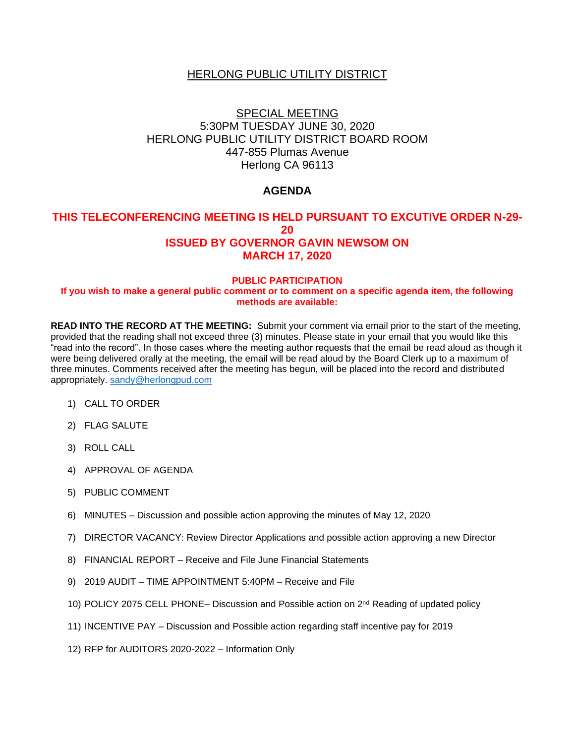# HERLONG PUBLIC UTILITY DISTRICT

## SPECIAL MEETING

5:30PM TUESDAY JUNE 30, 2020
HERLONG PUBLIC UTILITY DISTRICT BOARD ROOM
447-855 Plumas Avenue
Herlong CA 96113

## AGENDA

**THIS TELECONFERENCING MEETING IS HELD PURSUANT TO EXCUTIVE ORDER N-29-20 ISSUED BY GOVERNOR GAVIN NEWSOM ON MARCH 17, 2020**

**PUBLIC PARTICIPATION**

**If you wish to make a general public comment or to comment on a specific agenda item, the following methods are available:**

**READ INTO THE RECORD AT THE MEETING:** Submit your comment via email prior to the start of the meeting, provided that the reading shall not exceed three (3) minutes. Please state in your email that you would like this "read into the record". In those cases where the meeting author requests that the email be read aloud as though it were being delivered orally at the meeting, the email will be read aloud by the Board Clerk up to a maximum of three minutes. Comments received after the meeting has begun, will be placed into the record and distributed appropriately. sandy@herlongpud.com

1) CALL TO ORDER
2) FLAG SALUTE
3) ROLL CALL
4) APPROVAL OF AGENDA
5) PUBLIC COMMENT
6) MINUTES – Discussion and possible action approving the minutes of May 12, 2020
7) DIRECTOR VACANCY: Review Director Applications and possible action approving a new Director
8) FINANCIAL REPORT – Receive and File June Financial Statements
9) 2019 AUDIT – TIME APPOINTMENT 5:40PM – Receive and File
10) POLICY 2075 CELL PHONE– Discussion and Possible action on 2nd Reading of updated policy
11) INCENTIVE PAY – Discussion and Possible action regarding staff incentive pay for 2019
12) RFP for AUDITORS 2020-2022 – Information Only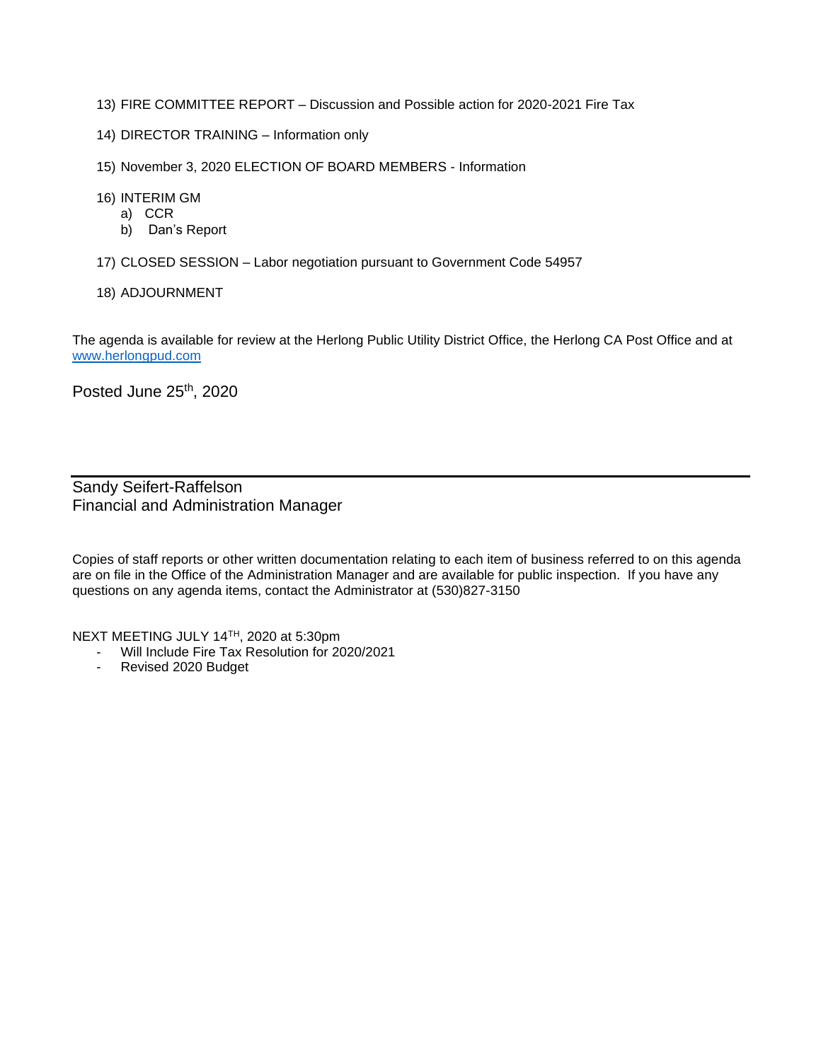13) FIRE COMMITTEE REPORT – Discussion and Possible action for 2020-2021 Fire Tax

14) DIRECTOR TRAINING – Information only

15) November 3, 2020 ELECTION OF BOARD MEMBERS - Information

16) INTERIM GM
    a) CCR
    b) Dan's Report

17) CLOSED SESSION – Labor negotiation pursuant to Government Code 54957

18) ADJOURNMENT

The agenda is available for review at the Herlong Public Utility District Office, the Herlong CA Post Office and at www.herlongpud.com

Posted June 25th, 2020

---

Sandy Seifert-Raffelson
Financial and Administration Manager

Copies of staff reports or other written documentation relating to each item of business referred to on this agenda are on file in the Office of the Administration Manager and are available for public inspection. If you have any questions on any agenda items, contact the Administrator at (530)827-3150

NEXT MEETING JULY 14TH, 2020 at 5:30pm

- Will Include Fire Tax Resolution for 2020/2021
- Revised 2020 Budget